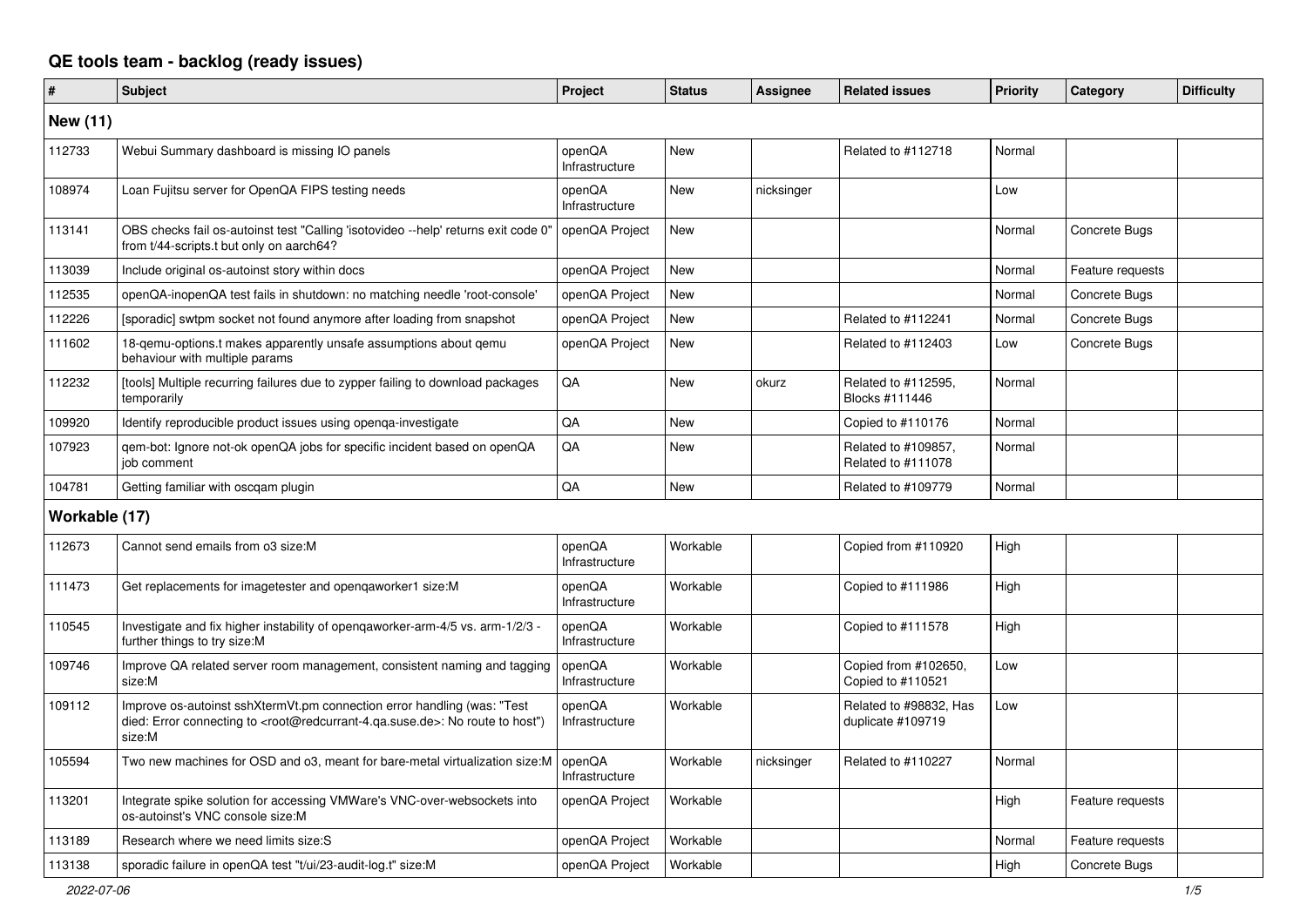# QE tools team - backlog (ready issues)

| # | Subject | Project | Status | Assignee | Related issues | Priority | Category | Difficulty |
|---|---|---|---|---|---|---|---|---|
| **New (11)** | | | | | | | | |
| 112733 | Webui Summary dashboard is missing IO panels | openQA Infrastructure | New | | Related to #112718 | Normal | | |
| 108974 | Loan Fujitsu server for OpenQA FIPS testing needs | openQA Infrastructure | New | nicksinger | | Low | | |
| 113141 | OBS checks fail os-autoinst test "Calling 'isotovideo --help' returns exit code 0" from t/44-scripts.t but only on aarch64? | openQA Project | New | | | Normal | Concrete Bugs | |
| 113039 | Include original os-autoinst story within docs | openQA Project | New | | | Normal | Feature requests | |
| 112535 | openQA-inopenQA test fails in shutdown: no matching needle 'root-console' | openQA Project | New | | | Normal | Concrete Bugs | |
| 112226 | [sporadic] swtpm socket not found anymore after loading from snapshot | openQA Project | New | | Related to #112241 | Normal | Concrete Bugs | |
| 111602 | 18-qemu-options.t makes apparently unsafe assumptions about qemu behaviour with multiple params | openQA Project | New | | Related to #112403 | Low | Concrete Bugs | |
| 112232 | [tools] Multiple recurring failures due to zypper failing to download packages temporarily | QA | New | okurz | Related to #112595, Blocks #111446 | Normal | | |
| 109920 | Identify reproducible product issues using openqa-investigate | QA | New | | Copied to #110176 | Normal | | |
| 107923 | qem-bot: Ignore not-ok openQA jobs for specific incident based on openQA job comment | QA | New | | Related to #109857, Related to #111078 | Normal | | |
| 104781 | Getting familiar with oscqam plugin | QA | New | | Related to #109779 | Normal | | |
| **Workable (17)** | | | | | | | | |
| 112673 | Cannot send emails from o3 size:M | openQA Infrastructure | Workable | | Copied from #110920 | High | | |
| 111473 | Get replacements for imagetester and openqaworker1 size:M | openQA Infrastructure | Workable | | Copied to #111986 | High | | |
| 110545 | Investigate and fix higher instability of openqaworker-arm-4/5 vs. arm-1/2/3 - further things to try size:M | openQA Infrastructure | Workable | | Copied to #111578 | High | | |
| 109746 | Improve QA related server room management, consistent naming and tagging size:M | openQA Infrastructure | Workable | | Copied from #102650, Copied to #110521 | Low | | |
| 109112 | Improve os-autoinst sshXtermVt.pm connection error handling (was: "Test died: Error connecting to <root@redcurrant-4.qa.suse.de>: No route to host") size:M | openQA Infrastructure | Workable | | Related to #98832, Has duplicate #109719 | Low | | |
| 105594 | Two new machines for OSD and o3, meant for bare-metal virtualization size:M | openQA Infrastructure | Workable | nicksinger | Related to #110227 | Normal | | |
| 113201 | Integrate spike solution for accessing VMWare's VNC-over-websockets into os-autoinst's VNC console size:M | openQA Project | Workable | | | High | Feature requests | |
| 113189 | Research where we need limits size:S | openQA Project | Workable | | | Normal | Feature requests | |
| 113138 | sporadic failure in openQA test "t/ui/23-audit-log.t" size:M | openQA Project | Workable | | | High | Concrete Bugs | |

*2022-07-06*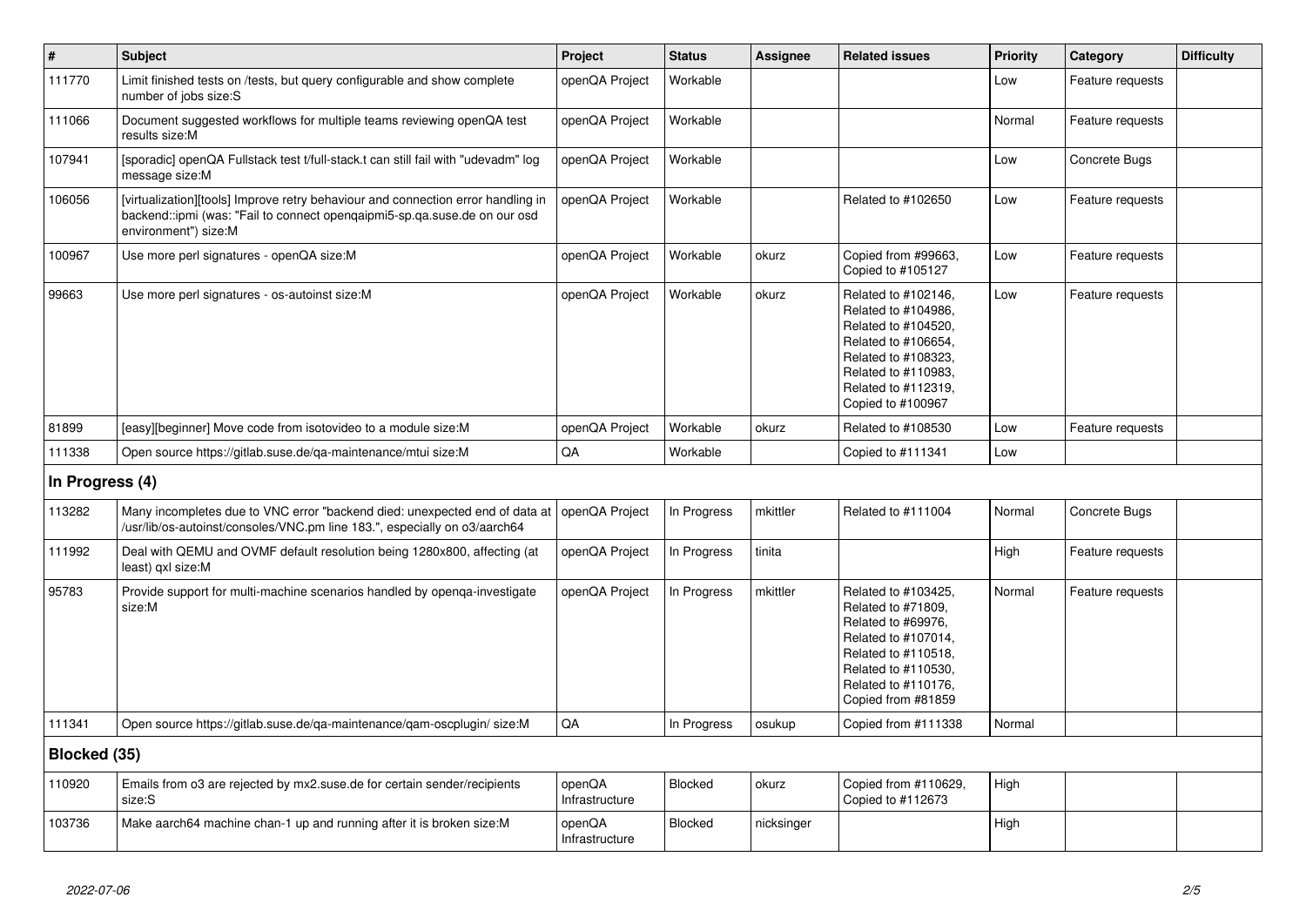| # | Subject | Project | Status | Assignee | Related issues | Priority | Category | Difficulty |
|---|---|---|---|---|---|---|---|---|
| 111770 | Limit finished tests on /tests, but query configurable and show complete number of jobs size:S | openQA Project | Workable | | | Low | Feature requests | |
| 111066 | Document suggested workflows for multiple teams reviewing openQA test results size:M | openQA Project | Workable | | | Normal | Feature requests | |
| 107941 | [sporadic] openQA Fullstack test t/full-stack.t can still fail with "udevadm" log message size:M | openQA Project | Workable | | | Low | Concrete Bugs | |
| 106056 | [virtualization][tools] Improve retry behaviour and connection error handling in backend::ipmi (was: "Fail to connect openqaipmi5-sp.qa.suse.de on our osd environment") size:M | openQA Project | Workable | | Related to #102650 | Low | Feature requests | |
| 100967 | Use more perl signatures - openQA size:M | openQA Project | Workable | okurz | Copied from #99663, Copied to #105127 | Low | Feature requests | |
| 99663 | Use more perl signatures - os-autoinst size:M | openQA Project | Workable | okurz | Related to #102146, Related to #104986, Related to #104520, Related to #106654, Related to #108323, Related to #110983, Related to #112319, Copied to #100967 | Low | Feature requests | |
| 81899 | [easy][beginner] Move code from isotovideo to a module size:M | openQA Project | Workable | okurz | Related to #108530 | Low | Feature requests | |
| 111338 | Open source https://gitlab.suse.de/qa-maintenance/mtui size:M | QA | Workable | | Copied to #111341 | Low | | |
| **In Progress (4)** | | | | | | | | |
| 113282 | Many incompletes due to VNC error "backend died: unexpected end of data at /usr/lib/os-autoinst/consoles/VNC.pm line 183.", especially on o3/aarch64 | openQA Project | In Progress | mkittler | Related to #111004 | Normal | Concrete Bugs | |
| 111992 | Deal with QEMU and OVMF default resolution being 1280x800, affecting (at least) qxl size:M | openQA Project | In Progress | tinita | | High | Feature requests | |
| 95783 | Provide support for multi-machine scenarios handled by openqa-investigate size:M | openQA Project | In Progress | mkittler | Related to #103425, Related to #71809, Related to #69976, Related to #107014, Related to #110518, Related to #110530, Related to #110176, Copied from #81859 | Normal | Feature requests | |
| 111341 | Open source https://gitlab.suse.de/qa-maintenance/qam-oscplugin/ size:M | QA | In Progress | osukup | Copied from #111338 | Normal | | |
| **Blocked (35)** | | | | | | | | |
| 110920 | Emails from o3 are rejected by mx2.suse.de for certain sender/recipients size:S | openQA Infrastructure | Blocked | okurz | Copied from #110629, Copied to #112673 | High | | |
| 103736 | Make aarch64 machine chan-1 up and running after it is broken size:M | openQA Infrastructure | Blocked | nicksinger | | High | | |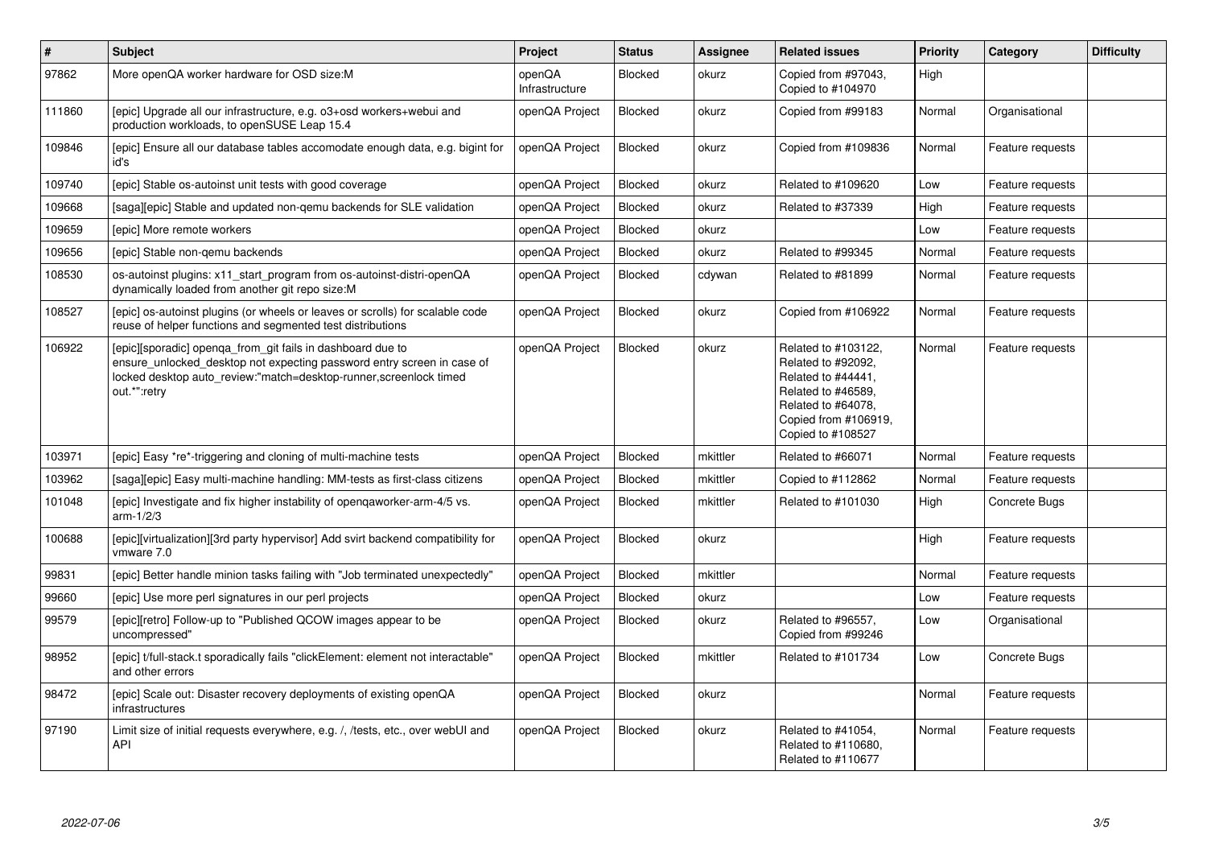| # | Subject | Project | Status | Assignee | Related issues | Priority | Category | Difficulty |
|---|---|---|---|---|---|---|---|---|
| 97862 | More openQA worker hardware for OSD size:M | openQA Infrastructure | Blocked | okurz | Copied from #97043, Copied to #104970 | High | | |
| 111860 | [epic] Upgrade all our infrastructure, e.g. o3+osd workers+webui and production workloads, to openSUSE Leap 15.4 | openQA Project | Blocked | okurz | Copied from #99183 | Normal | Organisational | |
| 109846 | [epic] Ensure all our database tables accomodate enough data, e.g. bigint for id's | openQA Project | Blocked | okurz | Copied from #109836 | Normal | Feature requests | |
| 109740 | [epic] Stable os-autoinst unit tests with good coverage | openQA Project | Blocked | okurz | Related to #109620 | Low | Feature requests | |
| 109668 | [saga][epic] Stable and updated non-qemu backends for SLE validation | openQA Project | Blocked | okurz | Related to #37339 | High | Feature requests | |
| 109659 | [epic] More remote workers | openQA Project | Blocked | okurz | | Low | Feature requests | |
| 109656 | [epic] Stable non-qemu backends | openQA Project | Blocked | okurz | Related to #99345 | Normal | Feature requests | |
| 108530 | os-autoinst plugins: x11_start_program from os-autoinst-distri-openQA dynamically loaded from another git repo size:M | openQA Project | Blocked | cdywan | Related to #81899 | Normal | Feature requests | |
| 108527 | [epic] os-autoinst plugins (or wheels or leaves or scrolls) for scalable code reuse of helper functions and segmented test distributions | openQA Project | Blocked | okurz | Copied from #106922 | Normal | Feature requests | |
| 106922 | [epic][sporadic] openqa_from_git fails in dashboard due to ensure_unlocked_desktop not expecting password entry screen in case of locked desktop auto_review:"match=desktop-runner,screenlock timed out.*":retry | openQA Project | Blocked | okurz | Related to #103122, Related to #92092, Related to #44441, Related to #46589, Related to #64078, Copied from #106919, Copied to #108527 | Normal | Feature requests | |
| 103971 | [epic] Easy *re*-triggering and cloning of multi-machine tests | openQA Project | Blocked | mkittler | Related to #66071 | Normal | Feature requests | |
| 103962 | [saga][epic] Easy multi-machine handling: MM-tests as first-class citizens | openQA Project | Blocked | mkittler | Copied to #112862 | Normal | Feature requests | |
| 101048 | [epic] Investigate and fix higher instability of openqaworker-arm-4/5 vs. arm-1/2/3 | openQA Project | Blocked | mkittler | Related to #101030 | High | Concrete Bugs | |
| 100688 | [epic][virtualization][3rd party hypervisor] Add svirt backend compatibility for vmware 7.0 | openQA Project | Blocked | okurz | | High | Feature requests | |
| 99831 | [epic] Better handle minion tasks failing with "Job terminated unexpectedly" | openQA Project | Blocked | mkittler | | Normal | Feature requests | |
| 99660 | [epic] Use more perl signatures in our perl projects | openQA Project | Blocked | okurz | | Low | Feature requests | |
| 99579 | [epic][retro] Follow-up to "Published QCOW images appear to be uncompressed" | openQA Project | Blocked | okurz | Related to #96557, Copied from #99246 | Low | Organisational | |
| 98952 | [epic] t/full-stack.t sporadically fails "clickElement: element not interactable" and other errors | openQA Project | Blocked | mkittler | Related to #101734 | Low | Concrete Bugs | |
| 98472 | [epic] Scale out: Disaster recovery deployments of existing openQA infrastructures | openQA Project | Blocked | okurz | | Normal | Feature requests | |
| 97190 | Limit size of initial requests everywhere, e.g. /, /tests, etc., over webUI and API | openQA Project | Blocked | okurz | Related to #41054, Related to #110680, Related to #110677 | Normal | Feature requests | |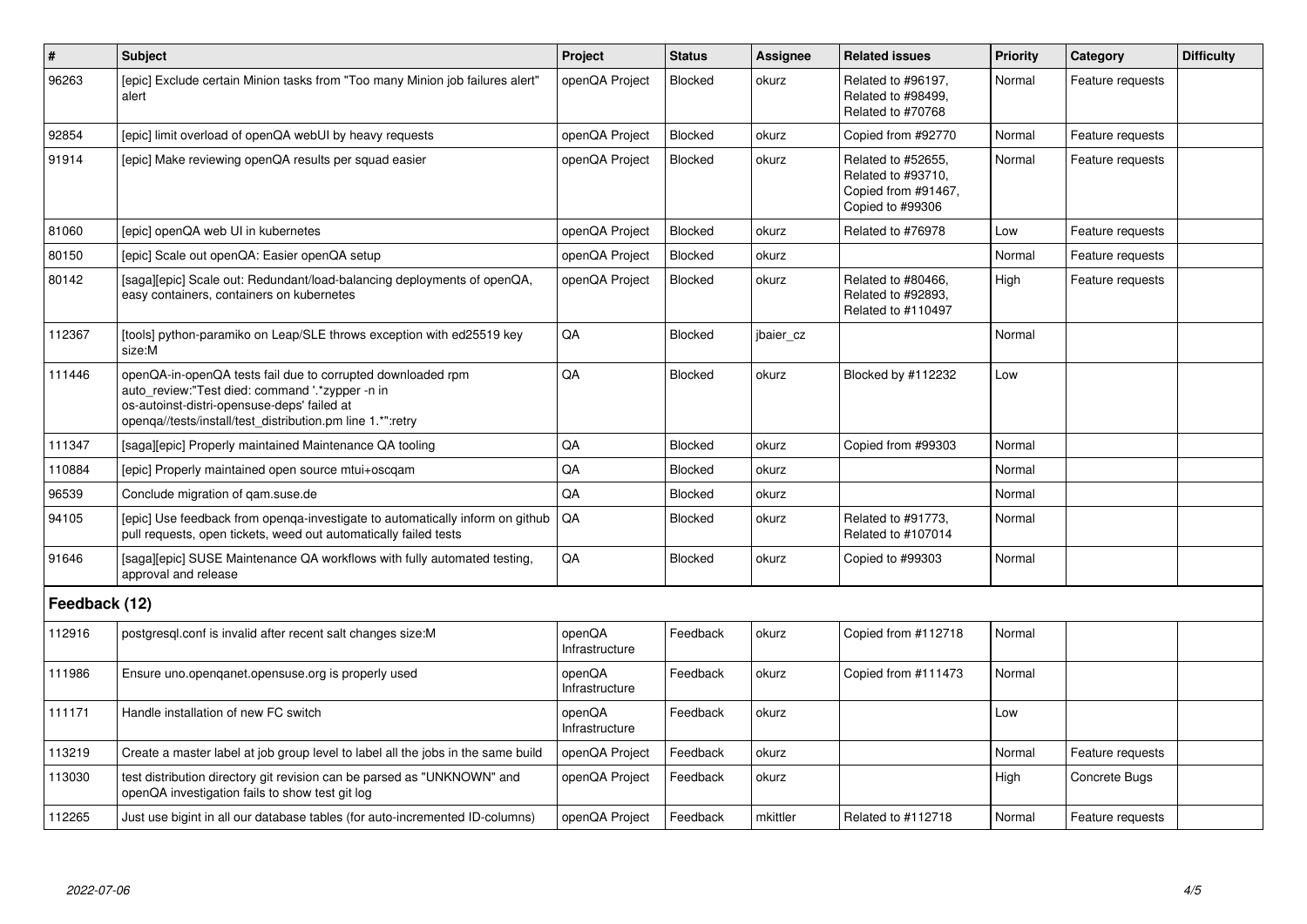| # | Subject | Project | Status | Assignee | Related issues | Priority | Category | Difficulty |
|---|---|---|---|---|---|---|---|---|
| 96263 | [epic] Exclude certain Minion tasks from "Too many Minion job failures alert" alert | openQA Project | Blocked | okurz | Related to #96197, Related to #98499, Related to #70768 | Normal | Feature requests | |
| 92854 | [epic] limit overload of openQA webUI by heavy requests | openQA Project | Blocked | okurz | Copied from #92770 | Normal | Feature requests | |
| 91914 | [epic] Make reviewing openQA results per squad easier | openQA Project | Blocked | okurz | Related to #52655, Related to #93710, Copied from #91467, Copied to #99306 | Normal | Feature requests | |
| 81060 | [epic] openQA web UI in kubernetes | openQA Project | Blocked | okurz | Related to #76978 | Low | Feature requests | |
| 80150 | [epic] Scale out openQA: Easier openQA setup | openQA Project | Blocked | okurz | | Normal | Feature requests | |
| 80142 | [saga][epic] Scale out: Redundant/load-balancing deployments of openQA, easy containers, containers on kubernetes | openQA Project | Blocked | okurz | Related to #80466, Related to #92893, Related to #110497 | High | Feature requests | |
| 112367 | [tools] python-paramiko on Leap/SLE throws exception with ed25519 key size:M | QA | Blocked | jbaier_cz | | Normal | | |
| 111446 | openQA-in-openQA tests fail due to corrupted downloaded rpm auto_review:"Test died: command '.*zypper -n in os-autoinst-distri-opensuse-deps' failed at openqa//tests/install/test_distribution.pm line 1.*":retry | QA | Blocked | okurz | Blocked by #112232 | Low | | |
| 111347 | [saga][epic] Properly maintained Maintenance QA tooling | QA | Blocked | okurz | Copied from #99303 | Normal | | |
| 110884 | [epic] Properly maintained open source mtui+oscqam | QA | Blocked | okurz | | Normal | | |
| 96539 | Conclude migration of qam.suse.de | QA | Blocked | okurz | | Normal | | |
| 94105 | [epic] Use feedback from openqa-investigate to automatically inform on github pull requests, open tickets, weed out automatically failed tests | QA | Blocked | okurz | Related to #91773, Related to #107014 | Normal | | |
| 91646 | [saga][epic] SUSE Maintenance QA workflows with fully automated testing, approval and release | QA | Blocked | okurz | Copied to #99303 | Normal | | |
| **Feedback (12)** | | | | | | | | |
| 112916 | postgresql.conf is invalid after recent salt changes size:M | openQA Infrastructure | Feedback | okurz | Copied from #112718 | Normal | | |
| 111986 | Ensure uno.openqanet.opensuse.org is properly used | openQA Infrastructure | Feedback | okurz | Copied from #111473 | Normal | | |
| 111171 | Handle installation of new FC switch | openQA Infrastructure | Feedback | okurz | | Low | | |
| 113219 | Create a master label at job group level to label all the jobs in the same build | openQA Project | Feedback | okurz | | Normal | Feature requests | |
| 113030 | test distribution directory git revision can be parsed as "UNKNOWN" and openQA investigation fails to show test git log | openQA Project | Feedback | okurz | | High | Concrete Bugs | |
| 112265 | Just use bigint in all our database tables (for auto-incremented ID-columns) | openQA Project | Feedback | mkittler | Related to #112718 | Normal | Feature requests | |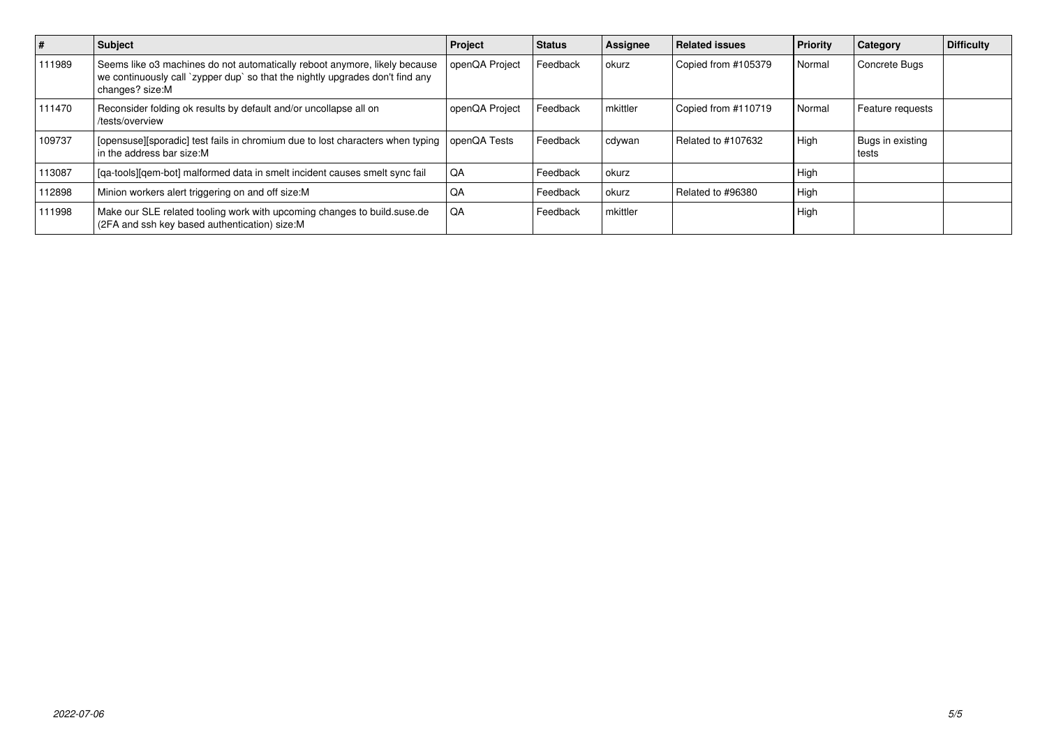| # | Subject | Project | Status | Assignee | Related issues | Priority | Category | Difficulty |
|---|---|---|---|---|---|---|---|---|
| 111989 | Seems like o3 machines do not automatically reboot anymore, likely because we continuously call `zypper dup` so that the nightly upgrades don't find any changes? size:M | openQA Project | Feedback | okurz | Copied from #105379 | Normal | Concrete Bugs | |
| 111470 | Reconsider folding ok results by default and/or uncollapse all on /tests/overview | openQA Project | Feedback | mkittler | Copied from #110719 | Normal | Feature requests | |
| 109737 | [opensuse][sporadic] test fails in chromium due to lost characters when typing in the address bar size:M | openQA Tests | Feedback | cdywan | Related to #107632 | High | Bugs in existing tests | |
| 113087 | [qa-tools][qem-bot] malformed data in smelt incident causes smelt sync fail | QA | Feedback | okurz | | High | | |
| 112898 | Minion workers alert triggering on and off size:M | QA | Feedback | okurz | Related to #96380 | High | | |
| 111998 | Make our SLE related tooling work with upcoming changes to build.suse.de (2FA and ssh key based authentication) size:M | QA | Feedback | mkittler | | High | | |